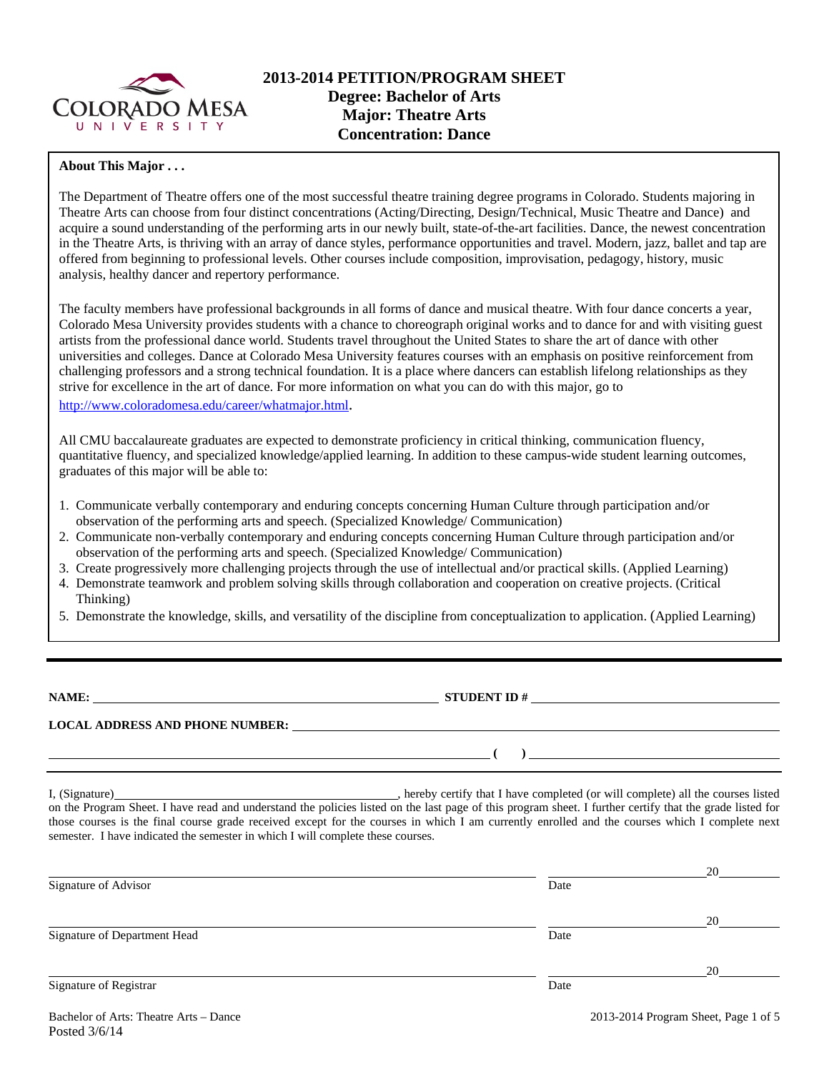# 2013-2014 PETITION/PROGRAM SHEET
## Degree: Bachelor of Arts
## Major: Theatre Arts
## Concentration: Dance

**About This Major . . .**

The Department of Theatre offers one of the most successful theatre training degree programs in Colorado. Students majoring in Theatre Arts can choose from four distinct concentrations (Acting/Directing, Design/Technical, Music Theatre and Dance) and acquire a sound understanding of the performing arts in our newly built, state-of-the-art facilities. Dance, the newest concentration in the Theatre Arts, is thriving with an array of dance styles, performance opportunities and travel. Modern, jazz, ballet and tap are offered from beginning to professional levels. Other courses include composition, improvisation, pedagogy, history, music analysis, healthy dancer and repertory performance.

The faculty members have professional backgrounds in all forms of dance and musical theatre. With four dance concerts a year, Colorado Mesa University provides students with a chance to choreograph original works and to dance for and with visiting guest artists from the professional dance world. Students travel throughout the United States to share the art of dance with other universities and colleges. Dance at Colorado Mesa University features courses with an emphasis on positive reinforcement from challenging professors and a strong technical foundation. It is a place where dancers can establish lifelong relationships as they strive for excellence in the art of dance. For more information on what you can do with this major, go to http://www.coloradomesa.edu/career/whatmajor.html.

All CMU baccalaureate graduates are expected to demonstrate proficiency in critical thinking, communication fluency, quantitative fluency, and specialized knowledge/applied learning. In addition to these campus-wide student learning outcomes, graduates of this major will be able to:

1. Communicate verbally contemporary and enduring concepts concerning Human Culture through participation and/or observation of the performing arts and speech. (Specialized Knowledge/ Communication)
2. Communicate non-verbally contemporary and enduring concepts concerning Human Culture through participation and/or observation of the performing arts and speech. (Specialized Knowledge/ Communication)
3. Create progressively more challenging projects through the use of intellectual and/or practical skills. (Applied Learning)
4. Demonstrate teamwork and problem solving skills through collaboration and cooperation on creative projects. (Critical Thinking)
5. Demonstrate the knowledge, skills, and versatility of the discipline from conceptualization to application. (Applied Learning)

---

**NAME:** ______________________________ **STUDENT ID #** ______________________________

**LOCAL ADDRESS AND PHONE NUMBER:** ______________________________

______________________________ **( )** ______________________________

I, (Signature)______________________________, hereby certify that I have completed (or will complete) all the courses listed on the Program Sheet. I have read and understand the policies listed on the last page of this program sheet. I further certify that the grade listed for those courses is the final course grade received except for the courses in which I am currently enrolled and the courses which I complete next semester. I have indicated the semester in which I will complete these courses.

______________________________ ____________ 20____
Signature of Advisor Date

______________________________ ____________ 20____
Signature of Department Head Date

______________________________ ____________ 20____
Signature of Registrar Date

Bachelor of Arts: Theatre Arts – Dance
Posted 3/6/14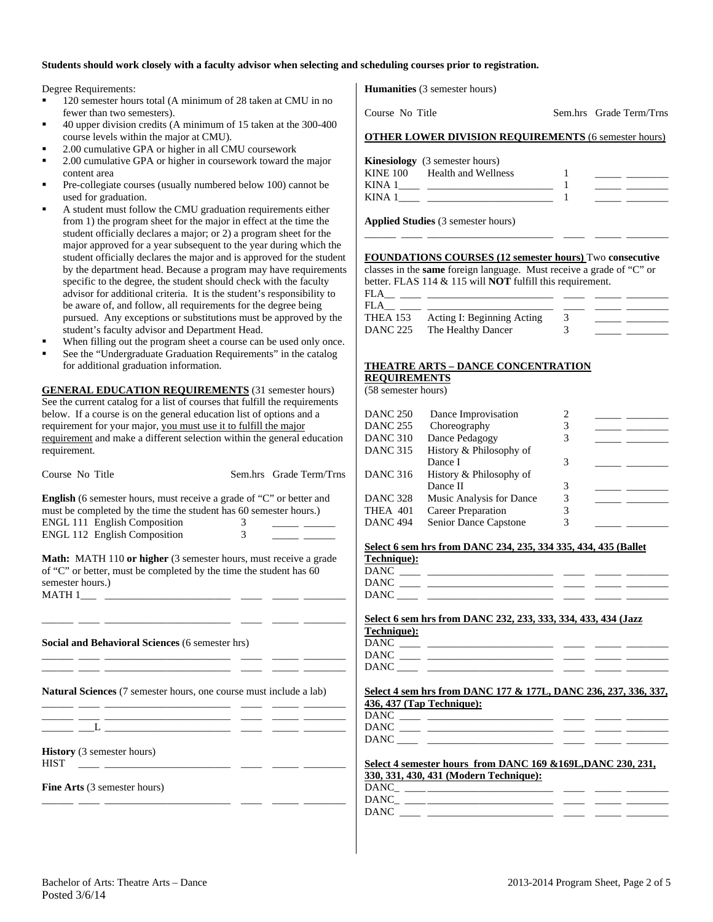**Students should work closely with a faculty advisor when selecting and scheduling courses prior to registration.**

Degree Requirements:

- 120 semester hours total (A minimum of 28 taken at CMU in no fewer than two semesters).
- 40 upper division credits (A minimum of 15 taken at the 300-400 course levels within the major at CMU).
- 2.00 cumulative GPA or higher in all CMU coursework
- 2.00 cumulative GPA or higher in coursework toward the major content area
- Pre-collegiate courses (usually numbered below 100) cannot be used for graduation.
- A student must follow the CMU graduation requirements either from 1) the program sheet for the major in effect at the time the student officially declares a major; or 2) a program sheet for the major approved for a year subsequent to the year during which the student officially declares the major and is approved for the student by the department head. Because a program may have requirements specific to the degree, the student should check with the faculty advisor for additional criteria. It is the student's responsibility to be aware of, and follow, all requirements for the degree being pursued. Any exceptions or substitutions must be approved by the student's faculty advisor and Department Head.
- When filling out the program sheet a course can be used only once.
- See the "Undergraduate Graduation Requirements" in the catalog for additional graduation information.

**GENERAL EDUCATION REQUIREMENTS** (31 semester hours) See the current catalog for a list of courses that fulfill the requirements below. If a course is on the general education list of options and a requirement for your major, you must use it to fulfill the major requirement and make a different selection within the general education requirement.

| Course No | Title | Sem.hrs | Grade | Term/Trns |
|---|---|---|---|---|
| **English** (6 semester hours, must receive a grade of "C" or better and must be completed by the time the student has 60 semester hours.) | | | | |
| ENGL 111 | English Composition | 3 | | |
| ENGL 112 | English Composition | 3 | | |
| **Math:** MATH 110 **or higher** (3 semester hours, must receive a grade of "C" or better, must be completed by the time the student has 60 semester hours.) | | | | |
| MATH 1___ | | | | |
| | | | | |
| **Social and Behavioral Sciences** (6 semester hrs) | | | | |
| | | | | |
| | | | | |
| **Natural Sciences** (7 semester hours, one course must include a lab) | | | | |
| | | | | |
| | | | | |
| ___L | | | | |
| **History** (3 semester hours) | | | | |
| HIST | | | | |
| **Fine Arts** (3 semester hours) | | | | |
| | | | | |
| **Humanities** (3 semester hours) | | | | |

**OTHER LOWER DIVISION REQUIREMENTS** (6 semester hours)

| Course No | Title | Sem.hrs | Grade | Term/Trns |
|---|---|---|---|---|
| **Kinesiology** (3 semester hours) | | | | |
| KINE 100 | Health and Wellness | 1 | | |
| KINA 1____ | | 1 | | |
| KINA 1____ | | 1 | | |
| **Applied Studies** (3 semester hours) | | | | |
| | | | | |

**FOUNDATIONS COURSES (12 semester hours)** Two **consecutive** classes in the **same** foreign language. Must receive a grade of "C" or better. FLAS 114 & 115 will **NOT** fulfill this requirement.

| Course No | Title | Sem.hrs | Grade | Term/Trns |
|---|---|---|---|---|
| FLA__ ____ | | | | |
| FLA__ ____ | | | | |
| THEA 153 | Acting I: Beginning Acting | 3 | | |
| DANC 225 | The Healthy Dancer | 3 | | |

**THEATRE ARTS – DANCE CONCENTRATION REQUIREMENTS**
(58 semester hours)

| Course No | Title | Sem.hrs | Grade | Term/Trns |
|---|---|---|---|---|
| DANC 250 | Dance Improvisation | 2 | | |
| DANC 255 | Choreography | 3 | | |
| DANC 310 | Dance Pedagogy | 3 | | |
| DANC 315 | History & Philosophy of Dance I | 3 | | |
| DANC 316 | History & Philosophy of Dance II | 3 | | |
| DANC 328 | Music Analysis for Dance | 3 | | |
| THEA 401 | Career Preparation | 3 | | |
| DANC 494 | Senior Dance Capstone | 3 | | |

**Select 6 sem hrs from DANC 234, 235, 334 335, 434, 435 (Ballet Technique):**

| Course No | Title | Sem.hrs | Grade | Term/Trns |
|---|---|---|---|---|
| DANC ____ | | | | |
| DANC ____ | | | | |
| DANC ____ | | | | |

**Select 6 sem hrs from DANC 232, 233, 333, 334, 433, 434 (Jazz Technique):**

| Course No | Title | Sem.hrs | Grade | Term/Trns |
|---|---|---|---|---|
| DANC ____ | | | | |
| DANC ____ | | | | |
| DANC ____ | | | | |

**Select 4 sem hrs from DANC 177 & 177L, DANC 236, 237, 336, 337, 436, 437 (Tap Technique):**

| Course No | Title | Sem.hrs | Grade | Term/Trns |
|---|---|---|---|---|
| DANC ____ | | | | |
| DANC ____ | | | | |
| DANC ____ | | | | |

**Select 4 semester hours from DANC 169 &169L,DANC 230, 231, 330, 331, 430, 431 (Modern Technique):**

| Course No | Title | Sem.hrs | Grade | Term/Trns |
|---|---|---|---|---|
| DANC_ ____ | | | | |
| DANC_ ____ | | | | |
| DANC ____ | | | | |

Bachelor of Arts: Theatre Arts – Dance
Posted 3/6/14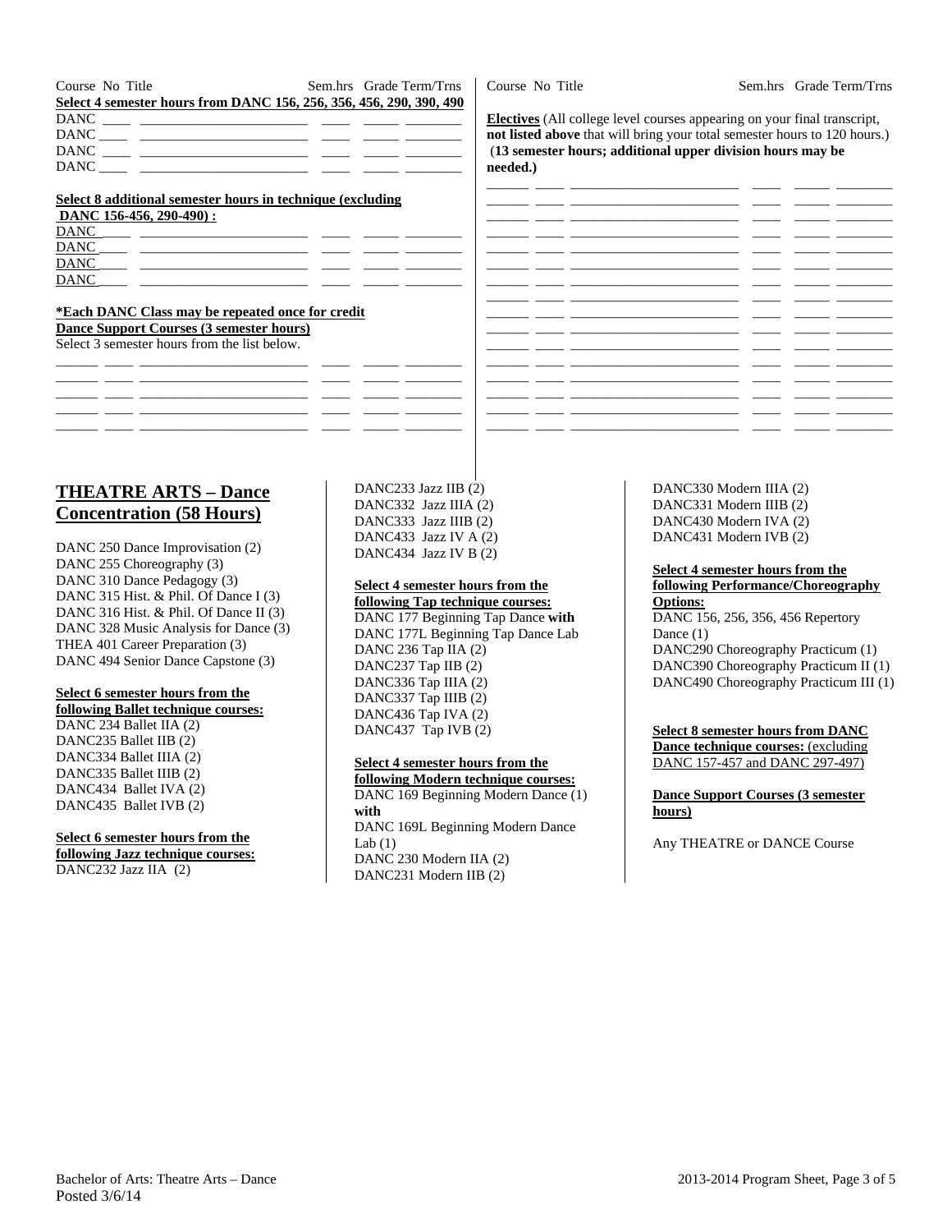| Course | No | Title | Sem.hrs | Grade | Term/Trns |
| --- | --- | --- | --- | --- | --- |
| **Select 4 semester hours from DANC 156, 256, 356, 456, 290, 390, 490** | | | | | |
| DANC | | | | | |
| DANC | | | | | |
| DANC | | | | | |
| DANC | | | | | |
| **Select 8 additional semester hours in technique (excluding DANC 156-456, 290-490) :** | | | | | |
| DANC | | | | | |
| DANC | | | | | |
| DANC | | | | | |
| DANC | | | | | |

**\*Each DANC Class may be repeated once for credit**

**Dance Support Courses (3 semester hours)**

Select 3 semester hours from the list below.

| Course | No | Title | Sem.hrs | Grade | Term/Trns |
| --- | --- | --- | --- | --- | --- |
| | | | | | |
| | | | | | |
| | | | | | |
| | | | | | |
| | | | | | |

**Electives** (All college level courses appearing on your final transcript, **not listed above** that will bring your total semester hours to 120 hours.) (**13 semester hours; additional upper division hours may be needed.)**

| Course | No | Title | Sem.hrs | Grade | Term/Trns |
| --- | --- | --- | --- | --- | --- |
| | | | | | |
| | | | | | |
| | | | | | |
| | | | | | |
| | | | | | |
| | | | | | |
| | | | | | |
| | | | | | |
| | | | | | |
| | | | | | |
| | | | | | |
| | | | | | |
| | | | | | |
| | | | | | |
| | | | | | |
| | | | | | |

## THEATRE ARTS – Dance Concentration (58 Hours)

DANC 250 Dance Improvisation (2)
DANC 255 Choreography (3)
DANC 310 Dance Pedagogy (3)
DANC 315 Hist. & Phil. Of Dance I (3)
DANC 316 Hist. & Phil. Of Dance II (3)
DANC 328 Music Analysis for Dance (3)
THEA 401 Career Preparation (3)
DANC 494 Senior Dance Capstone (3)

**Select 6 semester hours from the following Ballet technique courses:**

DANC 234 Ballet IIA (2)
DANC235 Ballet IIB (2)
DANC334 Ballet IIIA (2)
DANC335 Ballet IIIB (2)
DANC434 Ballet IVA (2)
DANC435 Ballet IVB (2)

**Select 6 semester hours from the following Jazz technique courses:**

DANC232 Jazz IIA (2)
DANC233 Jazz IIB (2)
DANC332 Jazz IIIA (2)
DANC333 Jazz IIIB (2)
DANC433 Jazz IV A (2)
DANC434 Jazz IV B (2)

**Select 4 semester hours from the following Tap technique courses:**

DANC 177 Beginning Tap Dance **with** DANC 177L Beginning Tap Dance Lab
DANC 236 Tap IIA (2)
DANC237 Tap IIB (2)
DANC336 Tap IIIA (2)
DANC337 Tap IIIB (2)
DANC436 Tap IVA (2)
DANC437 Tap IVB (2)

**Select 4 semester hours from the following Modern technique courses:**

DANC 169 Beginning Modern Dance (1) **with**
DANC 169L Beginning Modern Dance Lab (1)
DANC 230 Modern IIA (2)
DANC231 Modern IIB (2)
DANC330 Modern IIIA (2)
DANC331 Modern IIIB (2)
DANC430 Modern IVA (2)
DANC431 Modern IVB (2)

**Select 4 semester hours from the following Performance/Choreography Options:**

DANC 156, 256, 356, 456 Repertory Dance (1)
DANC290 Choreography Practicum (1)
DANC390 Choreography Practicum II (1)
DANC490 Choreography Practicum III (1)

**Select 8 semester hours from DANC Dance technique courses:** (excluding DANC 157-457 and DANC 297-497)

**Dance Support Courses (3 semester hours)**

Any THEATRE or DANCE Course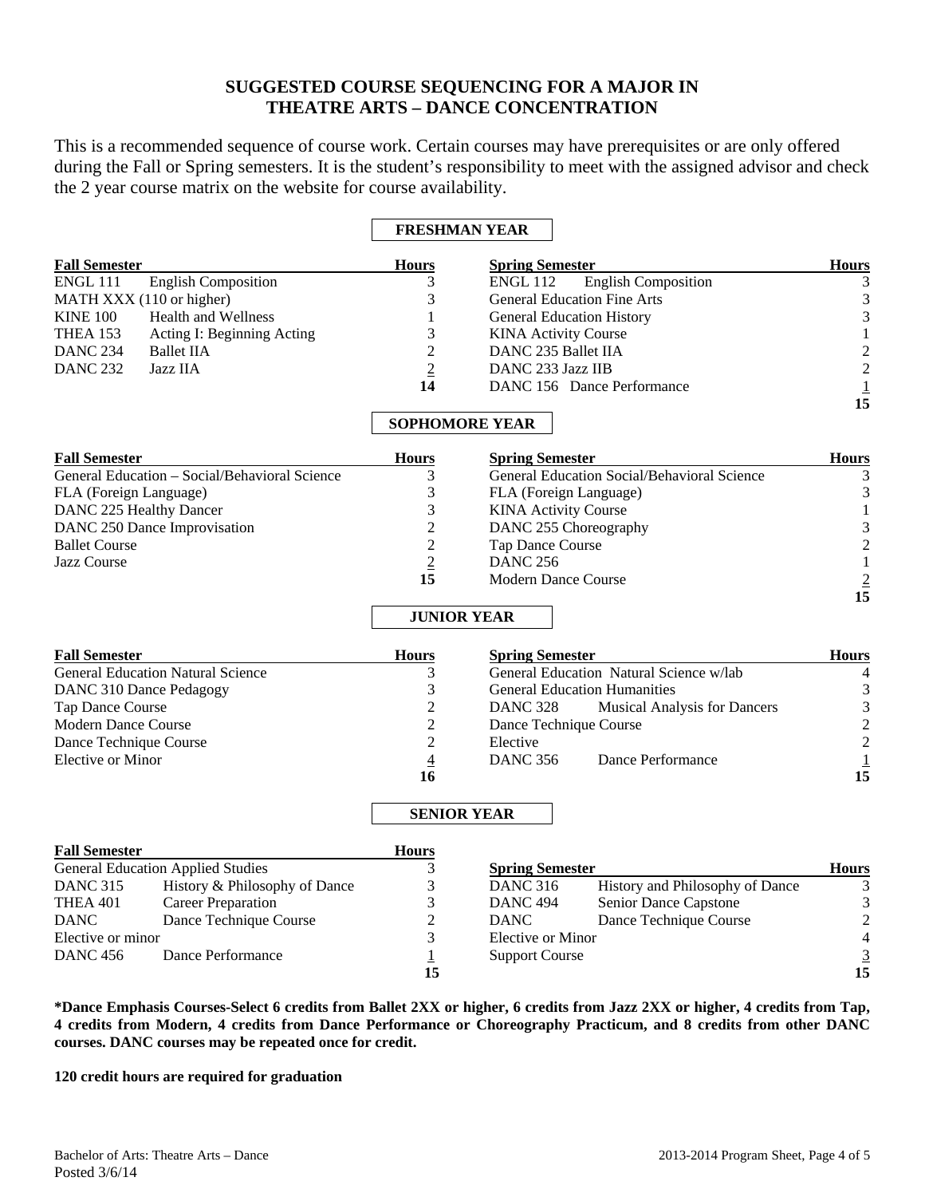# SUGGESTED COURSE SEQUENCING FOR A MAJOR IN THEATRE ARTS – DANCE CONCENTRATION

This is a recommended sequence of course work. Certain courses may have prerequisites or are only offered during the Fall or Spring semesters. It is the student's responsibility to meet with the assigned advisor and check the 2 year course matrix on the website for course availability.

## FRESHMAN YEAR

| Fall Semester | Hours | Spring Semester | Hours |
|---|---|---|---|
| ENGL 111 English Composition | 3 | ENGL 112 English Composition | 3 |
| MATH XXX (110 or higher) | 3 | General Education Fine Arts | 3 |
| KINE 100 Health and Wellness | 1 | General Education History | 3 |
| THEA 153 Acting I: Beginning Acting | 3 | KINA Activity Course | 1 |
| DANC 234 Ballet IIA | 2 | DANC 235 Ballet IIA | 2 |
| DANC 232 Jazz IIA | 2 | DANC 233 Jazz IIB | 2 |
| | **14** | DANC 156 Dance Performance | 1 |
| | | | **15** |

## SOPHOMORE YEAR

| Fall Semester | Hours | Spring Semester | Hours |
|---|---|---|---|
| General Education – Social/Behavioral Science | 3 | General Education Social/Behavioral Science | 3 |
| FLA (Foreign Language) | 3 | FLA (Foreign Language) | 3 |
| DANC 225 Healthy Dancer | 3 | KINA Activity Course | 1 |
| DANC 250 Dance Improvisation | 2 | DANC 255 Choreography | 3 |
| Ballet Course | 2 | Tap Dance Course | 2 |
| Jazz Course | 2 | DANC 256 | 1 |
| | **15** | Modern Dance Course | 2 |
| | | | **15** |

## JUNIOR YEAR

| Fall Semester | Hours | Spring Semester | Hours |
|---|---|---|---|
| General Education Natural Science | 3 | General Education Natural Science w/lab | 4 |
| DANC 310 Dance Pedagogy | 3 | General Education Humanities | 3 |
| Tap Dance Course | 2 | DANC 328 Musical Analysis for Dancers | 3 |
| Modern Dance Course | 2 | Dance Technique Course | 2 |
| Dance Technique Course | 2 | Elective | 2 |
| Elective or Minor | 4 | DANC 356 Dance Performance | 1 |
| | **16** | | **15** |

## SENIOR YEAR

| Fall Semester | Hours | Spring Semester | Hours |
|---|---|---|---|
| General Education Applied Studies | 3 | | |
| DANC 315 History & Philosophy of Dance | 3 | DANC 316 History and Philosophy of Dance | 3 |
| THEA 401 Career Preparation | 3 | DANC 494 Senior Dance Capstone | 3 |
| DANC Dance Technique Course | 2 | DANC Dance Technique Course | 2 |
| Elective or minor | 3 | Elective or Minor | 4 |
| DANC 456 Dance Performance | 1 | Support Course | 3 |
| | **15** | | **15** |

**\*Dance Emphasis Courses-Select 6 credits from Ballet 2XX or higher, 6 credits from Jazz 2XX or higher, 4 credits from Tap, 4 credits from Modern, 4 credits from Dance Performance or Choreography Practicum, and 8 credits from other DANC courses. DANC courses may be repeated once for credit.**

**120 credit hours are required for graduation**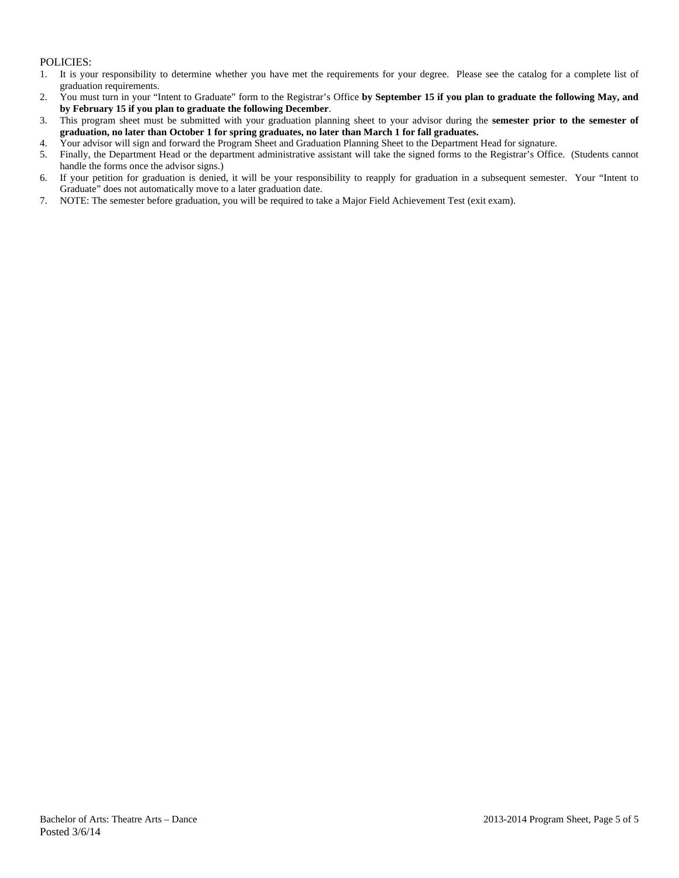POLICIES:

1. It is your responsibility to determine whether you have met the requirements for your degree. Please see the catalog for a complete list of graduation requirements.
2. You must turn in your "Intent to Graduate" form to the Registrar's Office **by September 15 if you plan to graduate the following May, and by February 15 if you plan to graduate the following December**.
3. This program sheet must be submitted with your graduation planning sheet to your advisor during the **semester prior to the semester of graduation, no later than October 1 for spring graduates, no later than March 1 for fall graduates.**
4. Your advisor will sign and forward the Program Sheet and Graduation Planning Sheet to the Department Head for signature.
5. Finally, the Department Head or the department administrative assistant will take the signed forms to the Registrar's Office. (Students cannot handle the forms once the advisor signs.)
6. If your petition for graduation is denied, it will be your responsibility to reapply for graduation in a subsequent semester. Your "Intent to Graduate" does not automatically move to a later graduation date.
7. NOTE: The semester before graduation, you will be required to take a Major Field Achievement Test (exit exam).